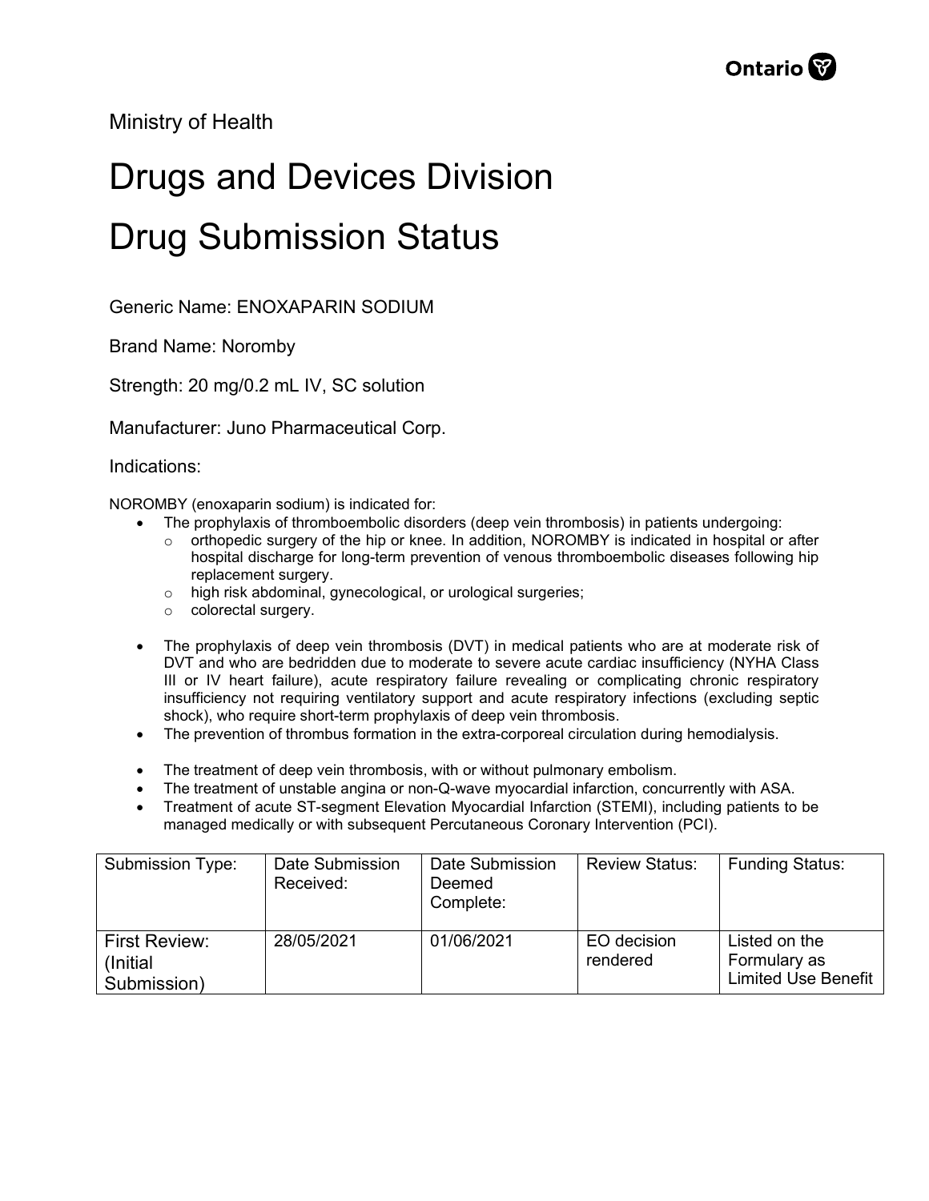Ministry of Health

# Drugs and Devices Division

# Drug Submission Status

Generic Name: ENOXAPARIN SODIUM

Brand Name: Noromby

Strength: 20 mg/0.2 mL IV, SC solution

Manufacturer: Juno Pharmaceutical Corp.

Indications:

NOROMBY (enoxaparin sodium) is indicated for:

- The prophylaxis of thromboembolic disorders (deep vein thrombosis) in patients undergoing:
  - orthopedic surgery of the hip or knee. In addition, NOROMBY is indicated in hospital or after hospital discharge for long-term prevention of venous thromboembolic diseases following hip replacement surgery.
  - high risk abdominal, gynecological, or urological surgeries;
  - colorectal surgery.
- The prophylaxis of deep vein thrombosis (DVT) in medical patients who are at moderate risk of DVT and who are bedridden due to moderate to severe acute cardiac insufficiency (NYHA Class III or IV heart failure), acute respiratory failure revealing or complicating chronic respiratory insufficiency not requiring ventilatory support and acute respiratory infections (excluding septic shock), who require short-term prophylaxis of deep vein thrombosis.
- The prevention of thrombus formation in the extra-corporeal circulation during hemodialysis.
- The treatment of deep vein thrombosis, with or without pulmonary embolism.
- The treatment of unstable angina or non-Q-wave myocardial infarction, concurrently with ASA.
- Treatment of acute ST-segment Elevation Myocardial Infarction (STEMI), including patients to be managed medically or with subsequent Percutaneous Coronary Intervention (PCI).

| Submission Type: | Date Submission Received: | Date Submission Deemed Complete: | Review Status: | Funding Status: |
|---|---|---|---|---|
| First Review: (Initial Submission) | 28/05/2021 | 01/06/2021 | EO decision rendered | Listed on the Formulary as Limited Use Benefit |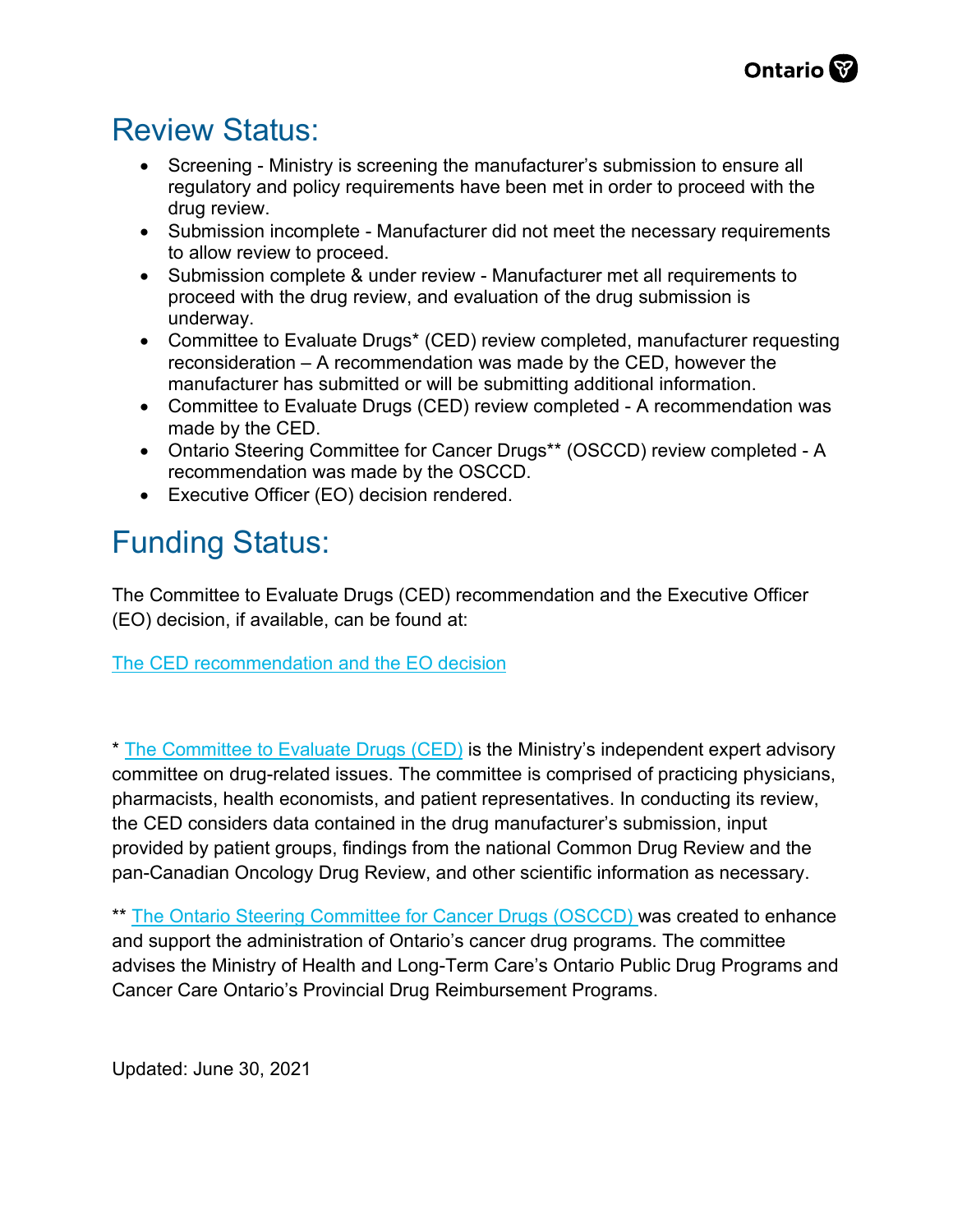## Review Status:

- Screening - Ministry is screening the manufacturer's submission to ensure all regulatory and policy requirements have been met in order to proceed with the drug review.
- Submission incomplete - Manufacturer did not meet the necessary requirements to allow review to proceed.
- Submission complete & under review - Manufacturer met all requirements to proceed with the drug review, and evaluation of the drug submission is underway.
- Committee to Evaluate Drugs* (CED) review completed, manufacturer requesting reconsideration – A recommendation was made by the CED, however the manufacturer has submitted or will be submitting additional information.
- Committee to Evaluate Drugs (CED) review completed - A recommendation was made by the CED.
- Ontario Steering Committee for Cancer Drugs** (OSCCD) review completed - A recommendation was made by the OSCCD.
- Executive Officer (EO) decision rendered.

## Funding Status:

The Committee to Evaluate Drugs (CED) recommendation and the Executive Officer (EO) decision, if available, can be found at:

The CED recommendation and the EO decision

* The Committee to Evaluate Drugs (CED) is the Ministry's independent expert advisory committee on drug-related issues. The committee is comprised of practicing physicians, pharmacists, health economists, and patient representatives. In conducting its review, the CED considers data contained in the drug manufacturer's submission, input provided by patient groups, findings from the national Common Drug Review and the pan-Canadian Oncology Drug Review, and other scientific information as necessary.

** The Ontario Steering Committee for Cancer Drugs (OSCCD) was created to enhance and support the administration of Ontario's cancer drug programs. The committee advises the Ministry of Health and Long-Term Care's Ontario Public Drug Programs and Cancer Care Ontario's Provincial Drug Reimbursement Programs.

Updated: June 30, 2021